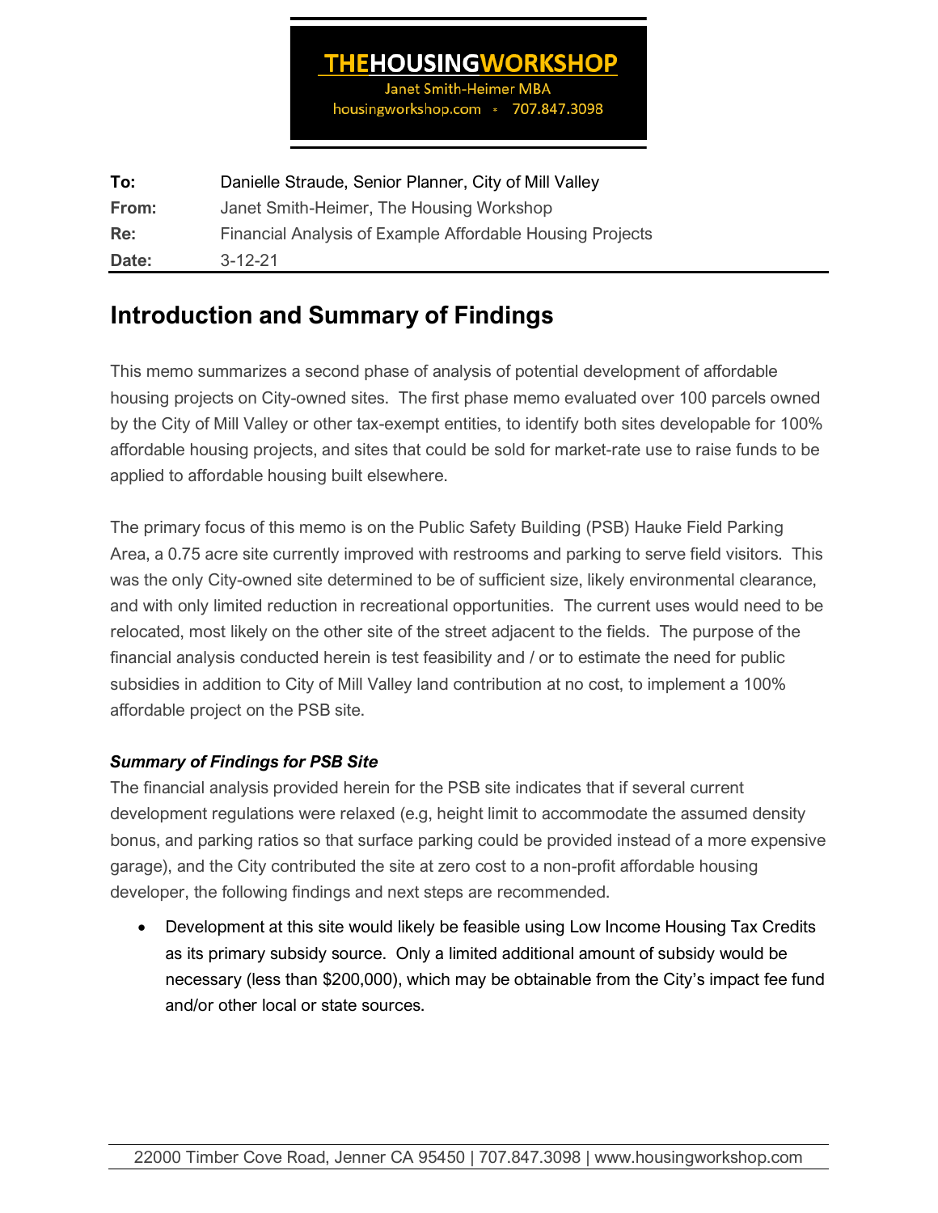**THEHOUSINGWORKSHOP**
Janet Smith-Heimer MBA
housingworkshop.com • 707.847.3098

| | |
|---|---|
| **To:** | Danielle Straude, Senior Planner, City of Mill Valley |
| **From:** | Janet Smith-Heimer, The Housing Workshop |
| **Re:** | Financial Analysis of Example Affordable Housing Projects |
| **Date:** | 3-12-21 |

## Introduction and Summary of Findings

This memo summarizes a second phase of analysis of potential development of affordable housing projects on City-owned sites. The first phase memo evaluated over 100 parcels owned by the City of Mill Valley or other tax-exempt entities, to identify both sites developable for 100% affordable housing projects, and sites that could be sold for market-rate use to raise funds to be applied to affordable housing built elsewhere.

The primary focus of this memo is on the Public Safety Building (PSB) Hauke Field Parking Area, a 0.75 acre site currently improved with restrooms and parking to serve field visitors. This was the only City-owned site determined to be of sufficient size, likely environmental clearance, and with only limited reduction in recreational opportunities. The current uses would need to be relocated, most likely on the other site of the street adjacent to the fields. The purpose of the financial analysis conducted herein is test feasibility and / or to estimate the need for public subsidies in addition to City of Mill Valley land contribution at no cost, to implement a 100% affordable project on the PSB site.

### *Summary of Findings for PSB Site*

The financial analysis provided herein for the PSB site indicates that if several current development regulations were relaxed (e.g, height limit to accommodate the assumed density bonus, and parking ratios so that surface parking could be provided instead of a more expensive garage), and the City contributed the site at zero cost to a non-profit affordable housing developer, the following findings and next steps are recommended.

- Development at this site would likely be feasible using Low Income Housing Tax Credits as its primary subsidy source. Only a limited additional amount of subsidy would be necessary (less than $200,000), which may be obtainable from the City's impact fee fund and/or other local or state sources.

22000 Timber Cove Road, Jenner CA 95450 | 707.847.3098 | www.housingworkshop.com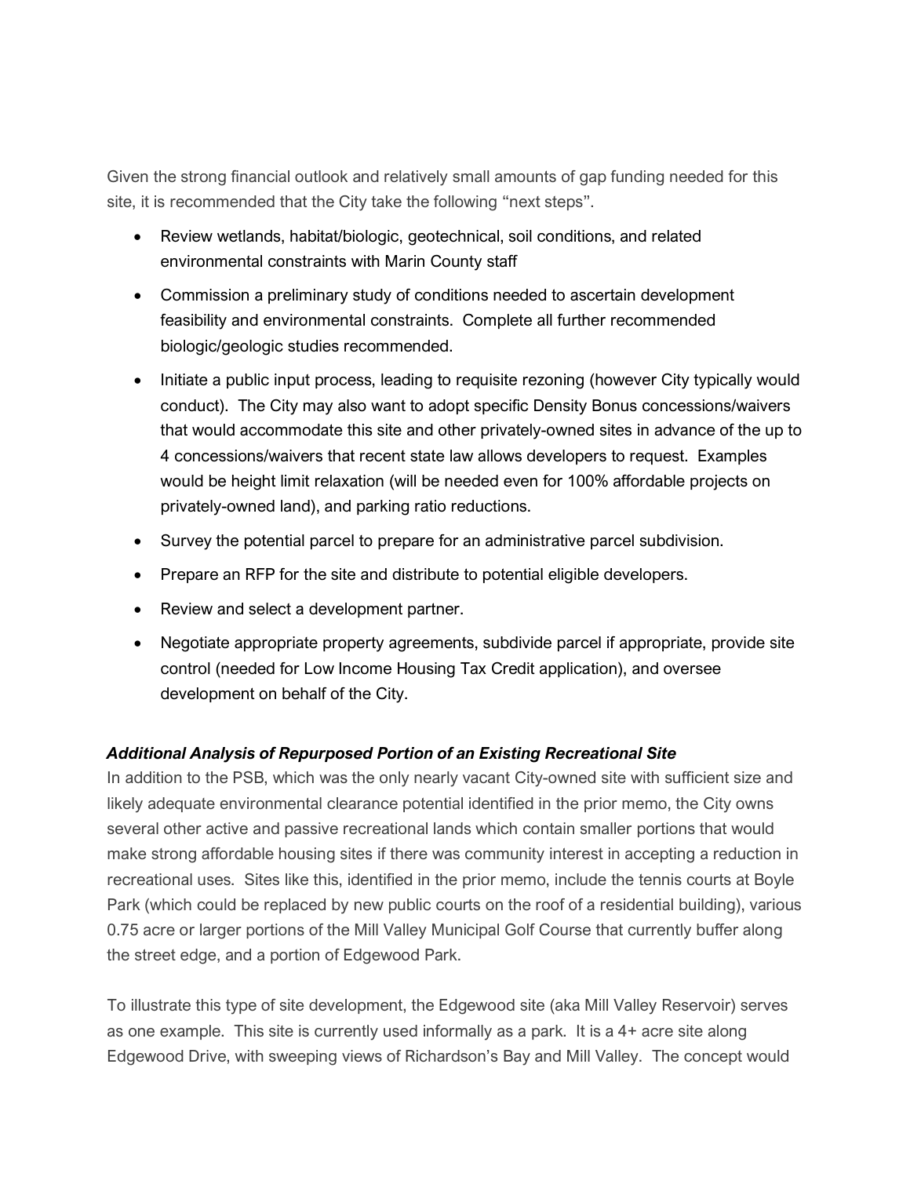Given the strong financial outlook and relatively small amounts of gap funding needed for this site, it is recommended that the City take the following "next steps".

- Review wetlands, habitat/biologic, geotechnical, soil conditions, and related environmental constraints with Marin County staff
- Commission a preliminary study of conditions needed to ascertain development feasibility and environmental constraints. Complete all further recommended biologic/geologic studies recommended.
- Initiate a public input process, leading to requisite rezoning (however City typically would conduct). The City may also want to adopt specific Density Bonus concessions/waivers that would accommodate this site and other privately-owned sites in advance of the up to 4 concessions/waivers that recent state law allows developers to request. Examples would be height limit relaxation (will be needed even for 100% affordable projects on privately-owned land), and parking ratio reductions.
- Survey the potential parcel to prepare for an administrative parcel subdivision.
- Prepare an RFP for the site and distribute to potential eligible developers.
- Review and select a development partner.
- Negotiate appropriate property agreements, subdivide parcel if appropriate, provide site control (needed for Low Income Housing Tax Credit application), and oversee development on behalf of the City.

***Additional Analysis of Repurposed Portion of an Existing Recreational Site***

In addition to the PSB, which was the only nearly vacant City-owned site with sufficient size and likely adequate environmental clearance potential identified in the prior memo, the City owns several other active and passive recreational lands which contain smaller portions that would make strong affordable housing sites if there was community interest in accepting a reduction in recreational uses. Sites like this, identified in the prior memo, include the tennis courts at Boyle Park (which could be replaced by new public courts on the roof of a residential building), various 0.75 acre or larger portions of the Mill Valley Municipal Golf Course that currently buffer along the street edge, and a portion of Edgewood Park.

To illustrate this type of site development, the Edgewood site (aka Mill Valley Reservoir) serves as one example. This site is currently used informally as a park. It is a 4+ acre site along Edgewood Drive, with sweeping views of Richardson's Bay and Mill Valley. The concept would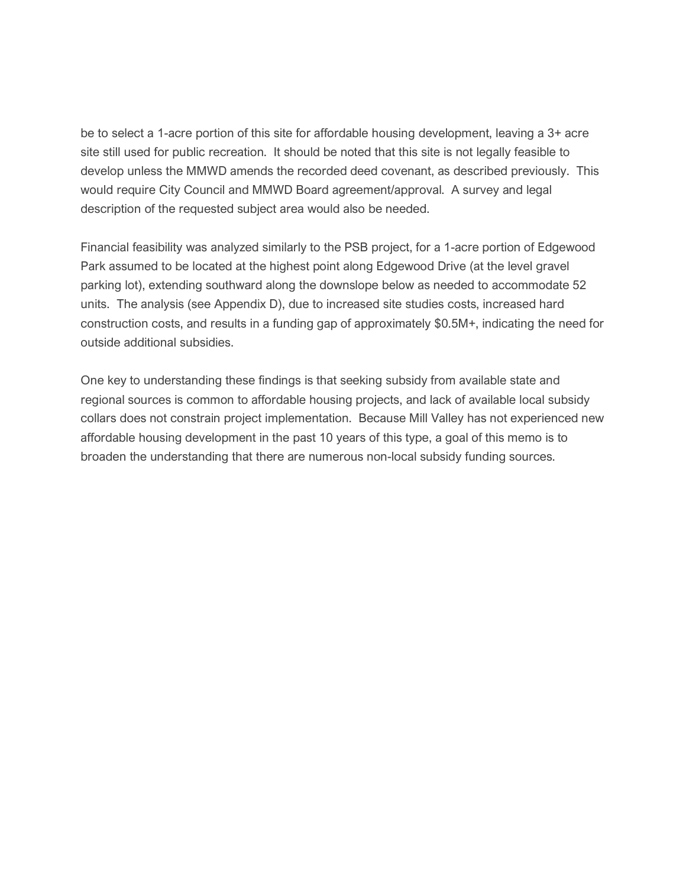be to select a 1-acre portion of this site for affordable housing development, leaving a 3+ acre site still used for public recreation.  It should be noted that this site is not legally feasible to develop unless the MMWD amends the recorded deed covenant, as described previously.  This would require City Council and MMWD Board agreement/approval.  A survey and legal description of the requested subject area would also be needed.

Financial feasibility was analyzed similarly to the PSB project, for a 1-acre portion of Edgewood Park assumed to be located at the highest point along Edgewood Drive (at the level gravel parking lot), extending southward along the downslope below as needed to accommodate 52 units.  The analysis (see Appendix D), due to increased site studies costs, increased hard construction costs, and results in a funding gap of approximately $0.5M+, indicating the need for outside additional subsidies.

One key to understanding these findings is that seeking subsidy from available state and regional sources is common to affordable housing projects, and lack of available local subsidy collars does not constrain project implementation.  Because Mill Valley has not experienced new affordable housing development in the past 10 years of this type, a goal of this memo is to broaden the understanding that there are numerous non-local subsidy funding sources.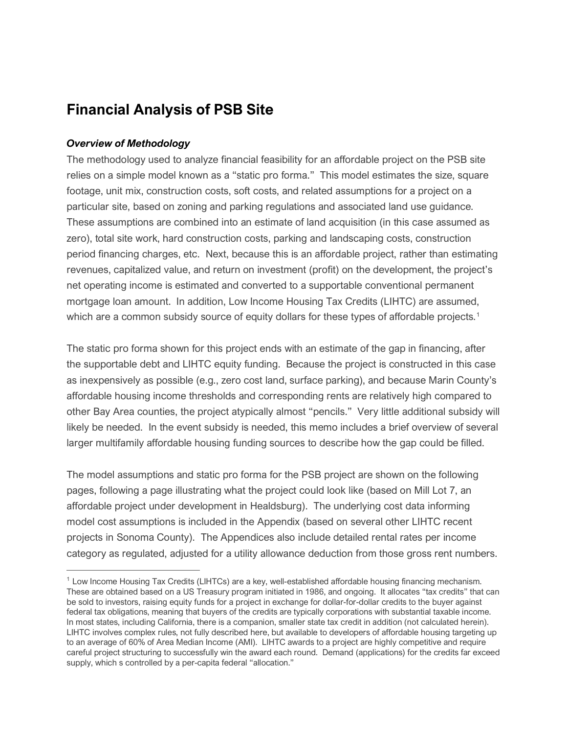# Financial Analysis of PSB Site

***Overview of Methodology***

The methodology used to analyze financial feasibility for an affordable project on the PSB site relies on a simple model known as a "static pro forma." This model estimates the size, square footage, unit mix, construction costs, soft costs, and related assumptions for a project on a particular site, based on zoning and parking regulations and associated land use guidance. These assumptions are combined into an estimate of land acquisition (in this case assumed as zero), total site work, hard construction costs, parking and landscaping costs, construction period financing charges, etc. Next, because this is an affordable project, rather than estimating revenues, capitalized value, and return on investment (profit) on the development, the project's net operating income is estimated and converted to a supportable conventional permanent mortgage loan amount. In addition, Low Income Housing Tax Credits (LIHTC) are assumed, which are a common subsidy source of equity dollars for these types of affordable projects.[1]

The static pro forma shown for this project ends with an estimate of the gap in financing, after the supportable debt and LIHTC equity funding. Because the project is constructed in this case as inexpensively as possible (e.g., zero cost land, surface parking), and because Marin County's affordable housing income thresholds and corresponding rents are relatively high compared to other Bay Area counties, the project atypically almost "pencils." Very little additional subsidy will likely be needed. In the event subsidy is needed, this memo includes a brief overview of several larger multifamily affordable housing funding sources to describe how the gap could be filled.

The model assumptions and static pro forma for the PSB project are shown on the following pages, following a page illustrating what the project could look like (based on Mill Lot 7, an affordable project under development in Healdsburg). The underlying cost data informing model cost assumptions is included in the Appendix (based on several other LIHTC recent projects in Sonoma County). The Appendices also include detailed rental rates per income category as regulated, adjusted for a utility allowance deduction from those gross rent numbers.

---

[1] Low Income Housing Tax Credits (LIHTCs) are a key, well-established affordable housing financing mechanism. These are obtained based on a US Treasury program initiated in 1986, and ongoing. It allocates "tax credits" that can be sold to investors, raising equity funds for a project in exchange for dollar-for-dollar credits to the buyer against federal tax obligations, meaning that buyers of the credits are typically corporations with substantial taxable income. In most states, including California, there is a companion, smaller state tax credit in addition (not calculated herein). LIHTC involves complex rules, not fully described here, but available to developers of affordable housing targeting up to an average of 60% of Area Median Income (AMI). LIHTC awards to a project are highly competitive and require careful project structuring to successfully win the award each round. Demand (applications) for the credits far exceed supply, which s controlled by a per-capita federal "allocation."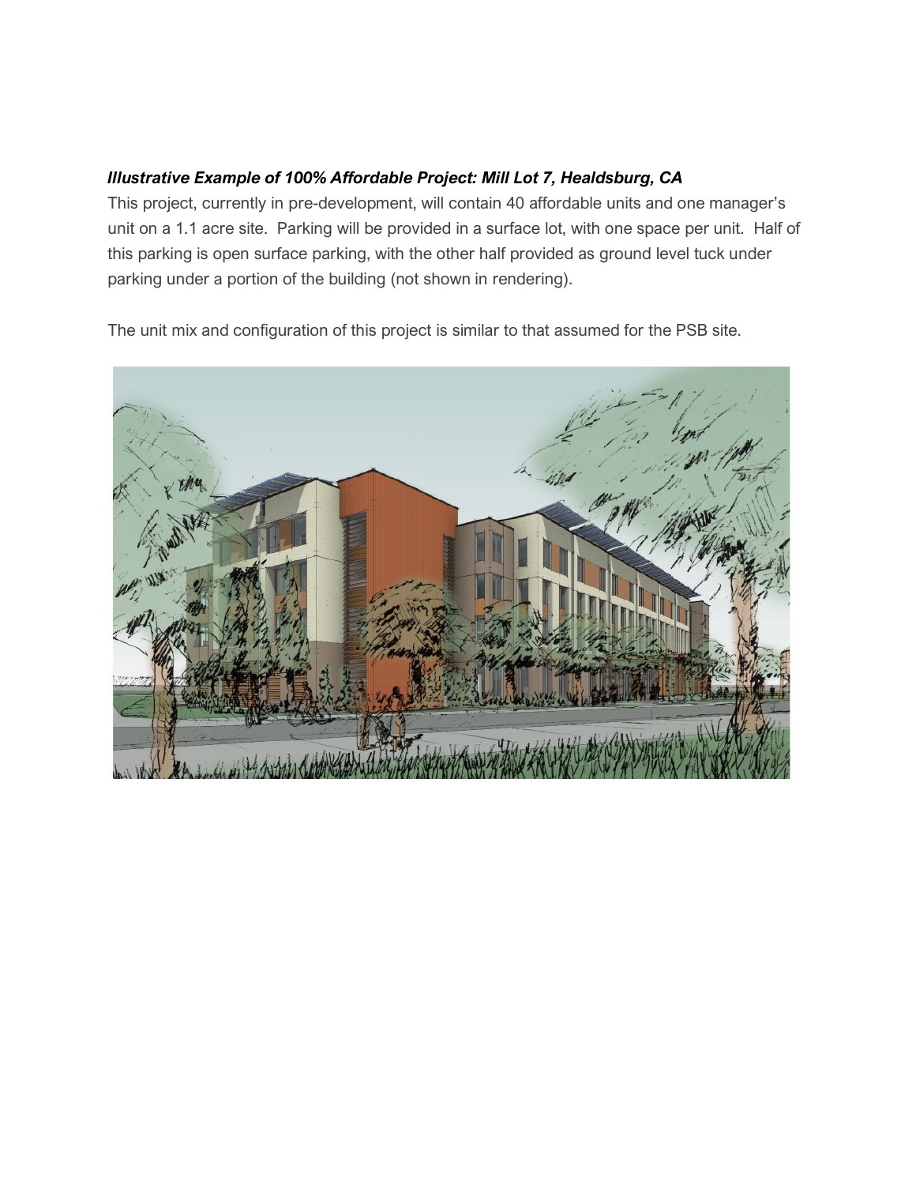***Illustrative Example of 100% Affordable Project: Mill Lot 7, Healdsburg, CA***

This project, currently in pre-development, will contain 40 affordable units and one manager's unit on a 1.1 acre site. Parking will be provided in a surface lot, with one space per unit. Half of this parking is open surface parking, with the other half provided as ground level tuck under parking under a portion of the building (not shown in rendering).

The unit mix and configuration of this project is similar to that assumed for the PSB site.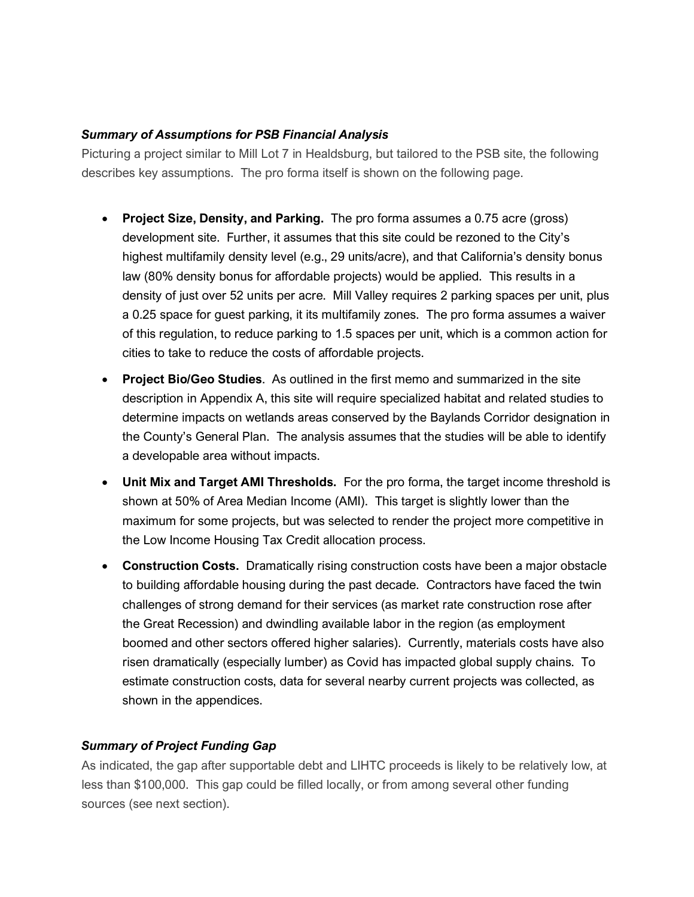### *Summary of Assumptions for PSB Financial Analysis*

Picturing a project similar to Mill Lot 7 in Healdsburg, but tailored to the PSB site, the following describes key assumptions. The pro forma itself is shown on the following page.

- **Project Size, Density, and Parking.** The pro forma assumes a 0.75 acre (gross) development site. Further, it assumes that this site could be rezoned to the City's highest multifamily density level (e.g., 29 units/acre), and that California's density bonus law (80% density bonus for affordable projects) would be applied. This results in a density of just over 52 units per acre. Mill Valley requires 2 parking spaces per unit, plus a 0.25 space for guest parking, it its multifamily zones. The pro forma assumes a waiver of this regulation, to reduce parking to 1.5 spaces per unit, which is a common action for cities to take to reduce the costs of affordable projects.
- **Project Bio/Geo Studies**. As outlined in the first memo and summarized in the site description in Appendix A, this site will require specialized habitat and related studies to determine impacts on wetlands areas conserved by the Baylands Corridor designation in the County's General Plan. The analysis assumes that the studies will be able to identify a developable area without impacts.
- **Unit Mix and Target AMI Thresholds.** For the pro forma, the target income threshold is shown at 50% of Area Median Income (AMI). This target is slightly lower than the maximum for some projects, but was selected to render the project more competitive in the Low Income Housing Tax Credit allocation process.
- **Construction Costs.** Dramatically rising construction costs have been a major obstacle to building affordable housing during the past decade. Contractors have faced the twin challenges of strong demand for their services (as market rate construction rose after the Great Recession) and dwindling available labor in the region (as employment boomed and other sectors offered higher salaries). Currently, materials costs have also risen dramatically (especially lumber) as Covid has impacted global supply chains. To estimate construction costs, data for several nearby current projects was collected, as shown in the appendices.

### *Summary of Project Funding Gap*

As indicated, the gap after supportable debt and LIHTC proceeds is likely to be relatively low, at less than $100,000. This gap could be filled locally, or from among several other funding sources (see next section).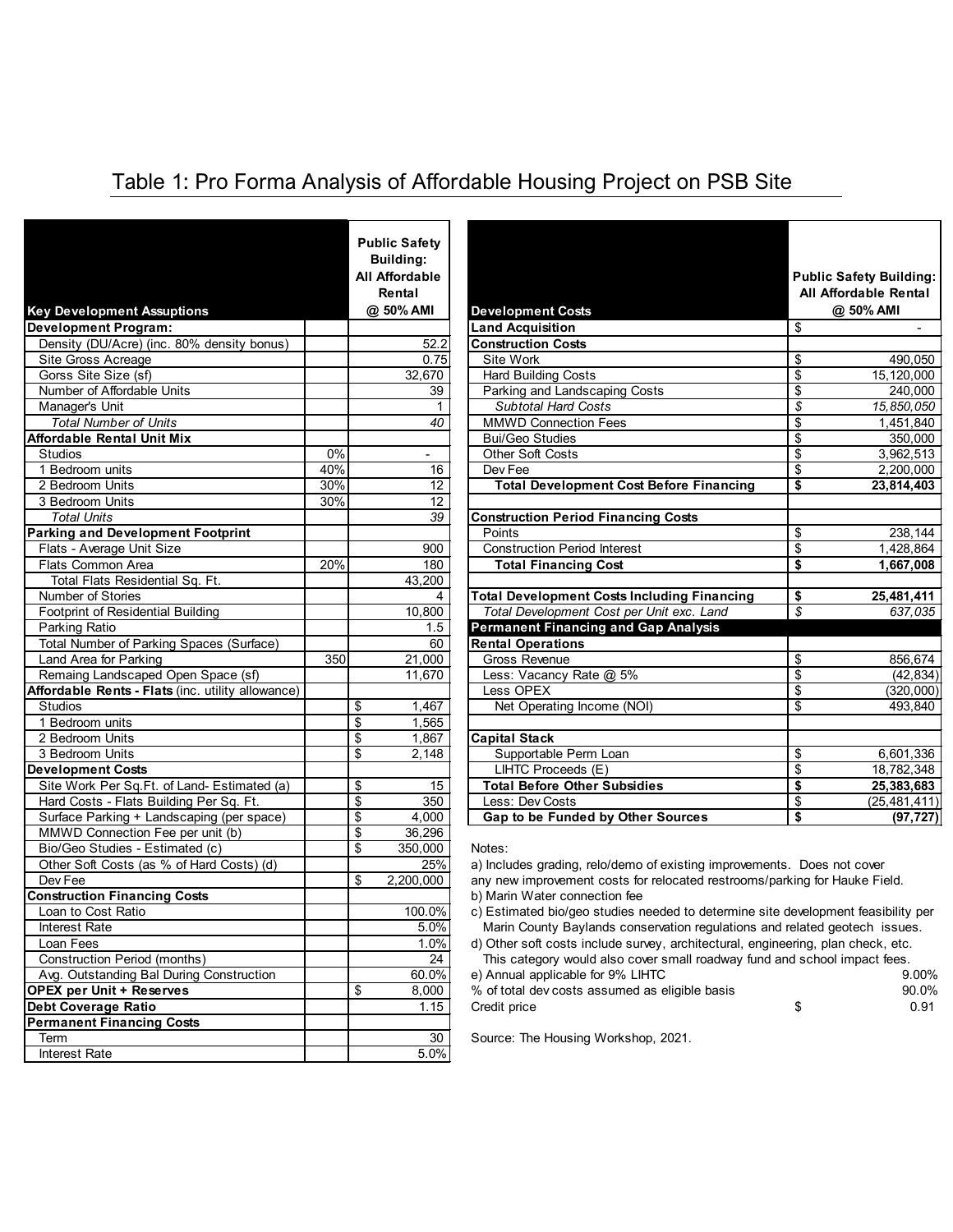# Table 1: Pro Forma Analysis of Affordable Housing Project on PSB Site

| Key Development Assuptions | | Public Safety Building: All Affordable Rental @ 50% AMI |
|---|---|---|
| **Development Program:** | | |
| Density (DU/Acre) (inc. 80% density bonus) | | 52.2 |
| Site Gross Acreage | | 0.75 |
| Gorss Site Size (sf) | | 32,670 |
| Number of Affordable Units | | 39 |
| Manager's Unit | | 1 |
| *Total Number of Units* | | *40* |
| **Affordable Rental Unit Mix** | | |
| Studios | 0% | - |
| 1 Bedroom units | 40% | 16 |
| 2 Bedroom Units | 30% | 12 |
| 3 Bedroom Units | 30% | 12 |
| *Total Units* | | *39* |
| **Parking and Development Footprint** | | |
| Flats - Average Unit Size | | 900 |
| Flats Common Area | 20% | 180 |
| Total Flats Residential Sq. Ft. | | 43,200 |
| Number of Stories | | 4 |
| Footprint of Residential Building | | 10,800 |
| Parking Ratio | | 1.5 |
| Total Number of Parking Spaces (Surface) | | 60 |
| Land Area for Parking | 350 | 21,000 |
| Remaing Landscaped Open Space (sf) | | 11,670 |
| **Affordable Rents - Flats** (inc. utility allowance) | | |
| Studios | | $ 1,467 |
| 1 Bedroom units | | $ 1,565 |
| 2 Bedroom Units | | $ 1,867 |
| 3 Bedroom Units | | $ 2,148 |
| **Development Costs** | | |
| Site Work Per Sq.Ft. of Land- Estimated (a) | | $ 15 |
| Hard Costs - Flats Building Per Sq. Ft. | | $ 350 |
| Surface Parking + Landscaping (per space) | | $ 4,000 |
| MMWD Connection Fee per unit (b) | | $ 36,296 |
| Bio/Geo Studies - Estimated (c) | | $ 350,000 |
| Other Soft Costs (as % of Hard Costs) (d) | | 25% |
| Dev Fee | | $ 2,200,000 |
| **Construction Financing Costs** | | |
| Loan to Cost Ratio | | 100.0% |
| Interest Rate | | 5.0% |
| Loan Fees | | 1.0% |
| Construction Period (months) | | 24 |
| Avg. Outstanding Bal During Construction | | 60.0% |
| **OPEX per Unit + Reserves** | | $ 8,000 |
| **Debt Coverage Ratio** | | 1.15 |
| **Permanent Financing Costs** | | |
| Term | | 30 |
| Interest Rate | | 5.0% |

| Development Costs | Public Safety Building: All Affordable Rental @ 50% AMI |
|---|---|
| **Land Acquisition** | $ - |
| **Construction Costs** | |
| Site Work | $ 490,050 |
| Hard Building Costs | $ 15,120,000 |
| Parking and Landscaping Costs | $ 240,000 |
| *Subtotal Hard Costs* | *$ 15,850,050* |
| MMWD Connection Fees | $ 1,451,840 |
| Bui/Geo Studies | $ 350,000 |
| Other Soft Costs | $ 3,962,513 |
| Dev Fee | $ 2,200,000 |
| **Total Development Cost Before Financing** | **$ 23,814,403** |
| | |
| **Construction Period Financing Costs** | |
| Points | $ 238,144 |
| Construction Period Interest | $ 1,428,864 |
| **Total Financing Cost** | **$ 1,667,008** |
| | |
| **Total Development Costs Including Financing** | **$ 25,481,411** |
| *Total Development Cost per Unit exc. Land* | *$ 637,035* |
| **Permanent Financing and Gap Analysis** | |
| **Rental Operations** | |
| Gross Revenue | $ 856,674 |
| Less: Vacancy Rate @ 5% | $ (42,834) |
| Less OPEX | $ (320,000) |
| Net Operating Income (NOI) | $ 493,840 |
| | |
| **Capital Stack** | |
| Supportable Perm Loan | $ 6,601,336 |
| LIHTC Proceeds (E) | $ 18,782,348 |
| **Total Before Other Subsidies** | **$ 25,383,683** |
| Less: Dev Costs | $ (25,481,411) |
| **Gap to be Funded by Other Sources** | **$ (97,727)** |

Notes:

a) Includes grading, relo/demo of existing improvements. Does not cover any new improvement costs for relocated restrooms/parking for Hauke Field.

b) Marin Water connection fee

c) Estimated bio/geo studies needed to determine site development feasibility per Marin County Baylands conservation regulations and related geotech issues.

d) Other soft costs include survey, architectural, engineering, plan check, etc. This category would also cover small roadway fund and school impact fees.

| | |
|---|---|
| e) Annual applicable for 9% LIHTC | 9.00% |
| % of total dev costs assumed as eligible basis | 90.0% |
| Credit price | $ 0.91 |

Source: The Housing Workshop, 2021.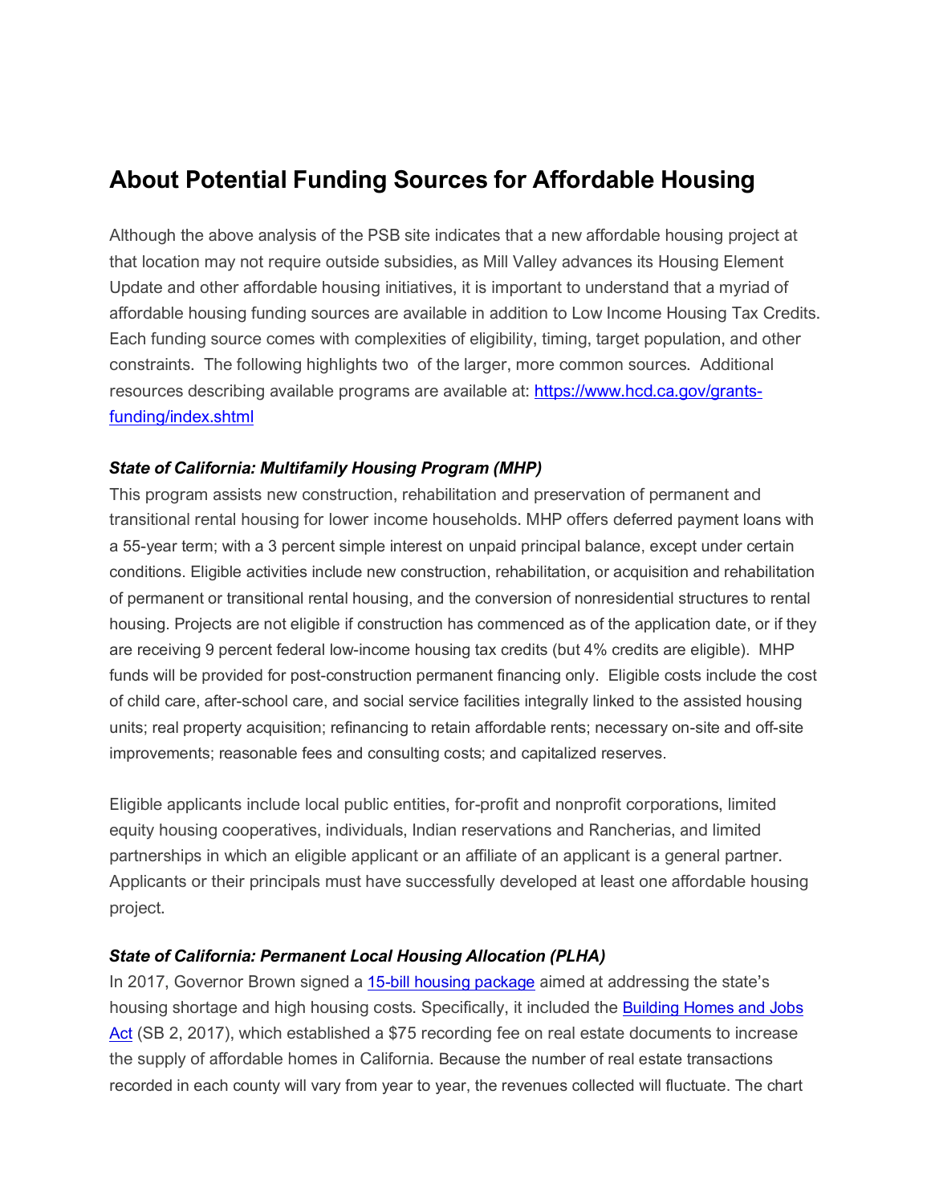## About Potential Funding Sources for Affordable Housing

Although the above analysis of the PSB site indicates that a new affordable housing project at that location may not require outside subsidies, as Mill Valley advances its Housing Element Update and other affordable housing initiatives, it is important to understand that a myriad of affordable housing funding sources are available in addition to Low Income Housing Tax Credits. Each funding source comes with complexities of eligibility, timing, target population, and other constraints. The following highlights two of the larger, more common sources. Additional resources describing available programs are available at: [https://www.hcd.ca.gov/grants-funding/index.shtml](https://www.hcd.ca.gov/grants-funding/index.shtml)

### *State of California: Multifamily Housing Program (MHP)*

This program assists new construction, rehabilitation and preservation of permanent and transitional rental housing for lower income households. MHP offers deferred payment loans with a 55-year term; with a 3 percent simple interest on unpaid principal balance, except under certain conditions. Eligible activities include new construction, rehabilitation, or acquisition and rehabilitation of permanent or transitional rental housing, and the conversion of nonresidential structures to rental housing. Projects are not eligible if construction has commenced as of the application date, or if they are receiving 9 percent federal low-income housing tax credits (but 4% credits are eligible). MHP funds will be provided for post-construction permanent financing only. Eligible costs include the cost of child care, after-school care, and social service facilities integrally linked to the assisted housing units; real property acquisition; refinancing to retain affordable rents; necessary on-site and off-site improvements; reasonable fees and consulting costs; and capitalized reserves.

Eligible applicants include local public entities, for-profit and nonprofit corporations, limited equity housing cooperatives, individuals, Indian reservations and Rancherias, and limited partnerships in which an eligible applicant or an affiliate of an applicant is a general partner. Applicants or their principals must have successfully developed at least one affordable housing project.

### *State of California: Permanent Local Housing Allocation (PLHA)*

In 2017, Governor Brown signed a 15-bill housing package aimed at addressing the state's housing shortage and high housing costs. Specifically, it included the Building Homes and Jobs Act (SB 2, 2017), which established a $75 recording fee on real estate documents to increase the supply of affordable homes in California. Because the number of real estate transactions recorded in each county will vary from year to year, the revenues collected will fluctuate. The chart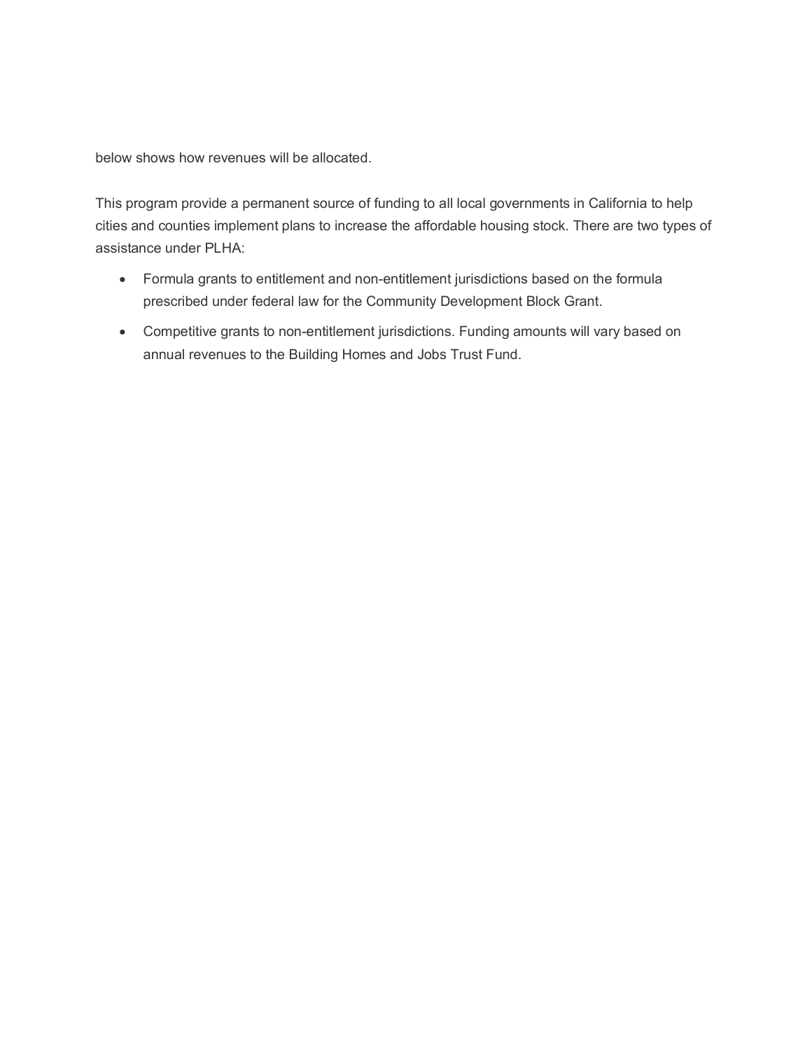below shows how revenues will be allocated.

This program provide a permanent source of funding to all local governments in California to help cities and counties implement plans to increase the affordable housing stock. There are two types of assistance under PLHA:

- Formula grants to entitlement and non-entitlement jurisdictions based on the formula prescribed under federal law for the Community Development Block Grant.
- Competitive grants to non-entitlement jurisdictions. Funding amounts will vary based on annual revenues to the Building Homes and Jobs Trust Fund.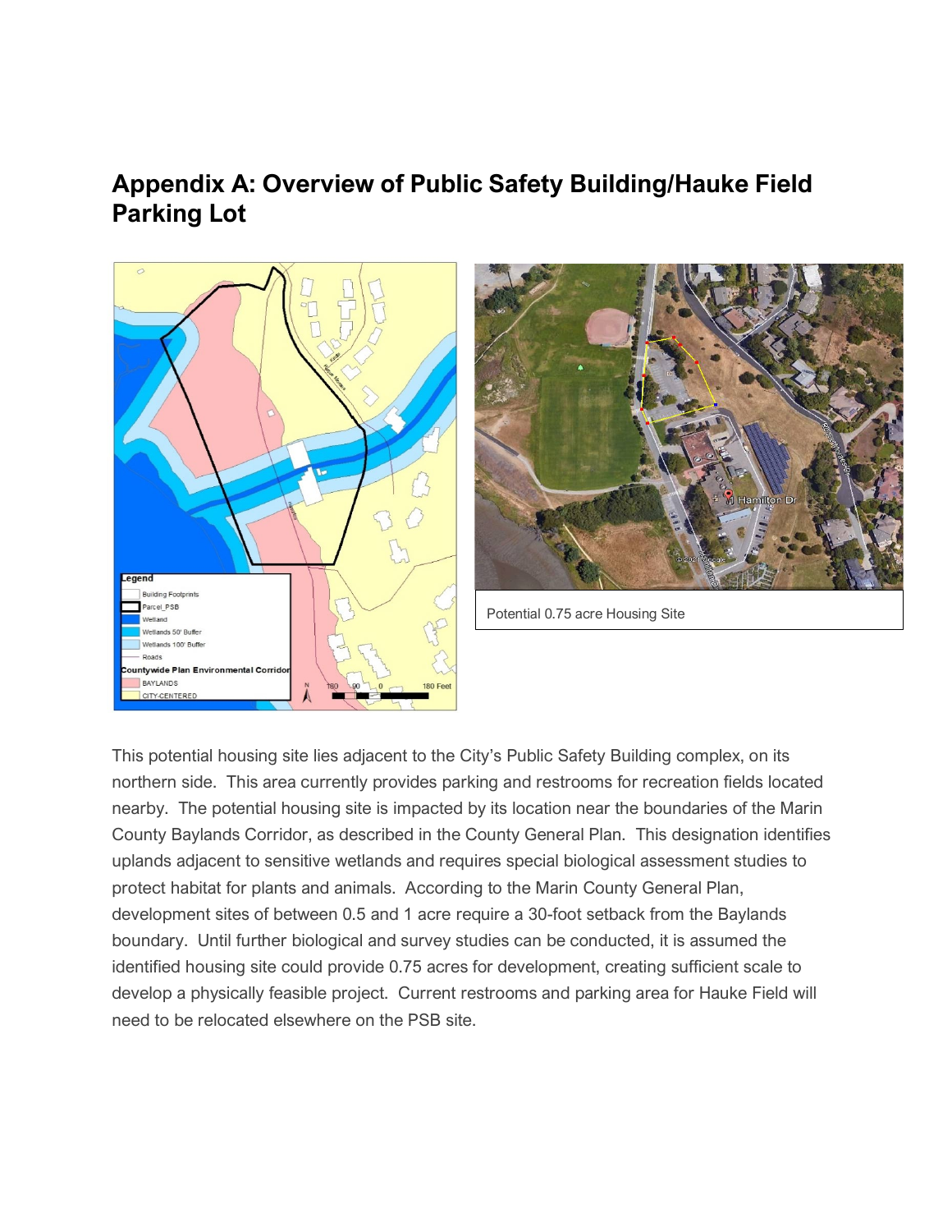# Appendix A: Overview of Public Safety Building/Hauke Field Parking Lot

Potential 0.75 acre Housing Site

This potential housing site lies adjacent to the City's Public Safety Building complex, on its northern side. This area currently provides parking and restrooms for recreation fields located nearby. The potential housing site is impacted by its location near the boundaries of the Marin County Baylands Corridor, as described in the County General Plan. This designation identifies uplands adjacent to sensitive wetlands and requires special biological assessment studies to protect habitat for plants and animals. According to the Marin County General Plan, development sites of between 0.5 and 1 acre require a 30-foot setback from the Baylands boundary. Until further biological and survey studies can be conducted, it is assumed the identified housing site could provide 0.75 acres for development, creating sufficient scale to develop a physically feasible project. Current restrooms and parking area for Hauke Field will need to be relocated elsewhere on the PSB site.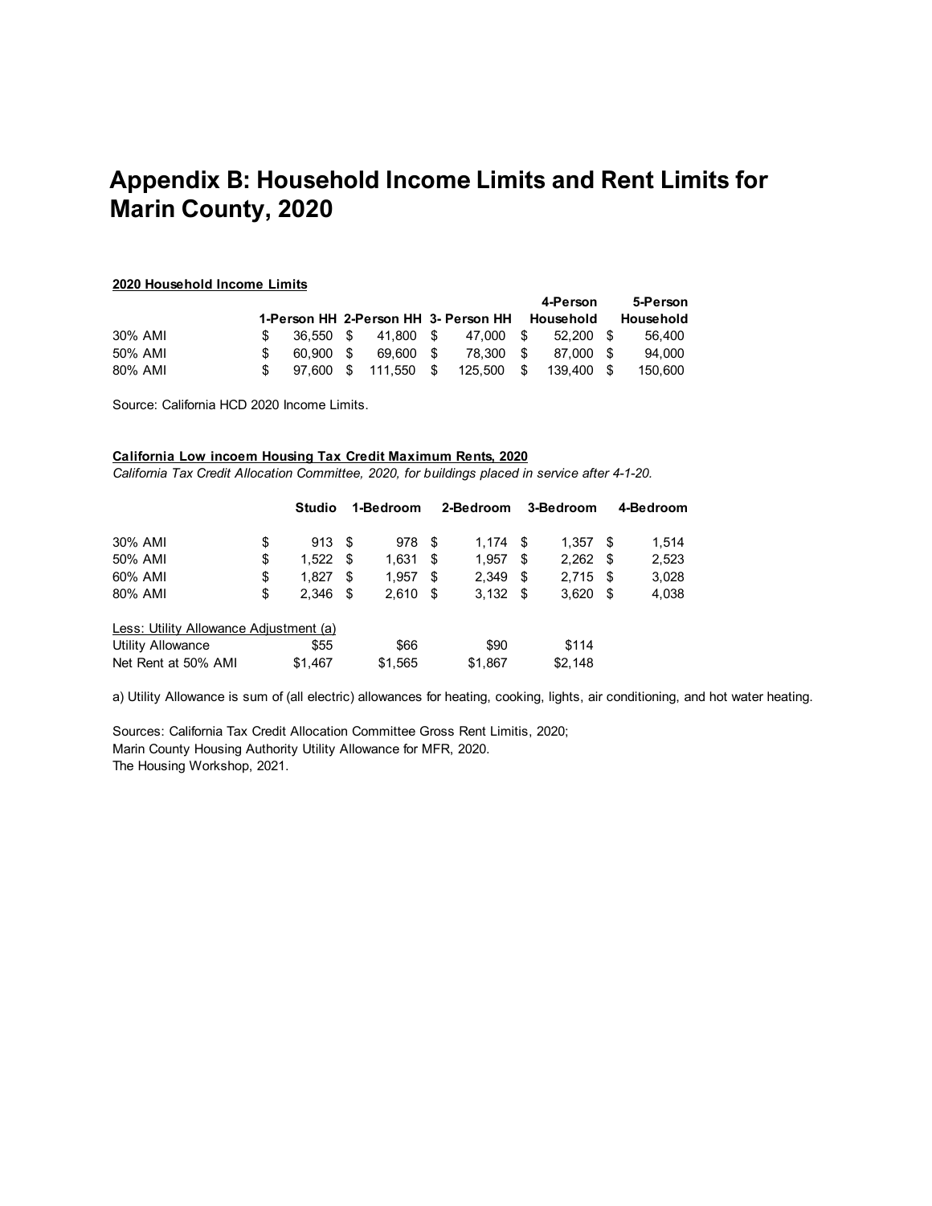# Appendix B: Household Income Limits and Rent Limits for Marin County, 2020

**2020 Household Income Limits**

| | 1-Person HH | 2-Person HH | 3- Person HH | 4-Person Household | 5-Person Household |
|---|---|---|---|---|---|
| 30% AMI | $ 36,550 | $ 41,800 | $ 47,000 | $ 52,200 | $ 56,400 |
| 50% AMI | $ 60,900 | $ 69,600 | $ 78,300 | $ 87,000 | $ 94,000 |
| 80% AMI | $ 97,600 | $ 111,550 | $ 125,500 | $ 139,400 | $ 150,600 |

Source: California HCD 2020 Income Limits.

**California Low incoem Housing Tax Credit Maximum Rents, 2020**

*California Tax Credit Allocation Committee, 2020, for buildings placed in service after 4-1-20.*

| | Studio | 1-Bedroom | 2-Bedroom | 3-Bedroom | 4-Bedroom |
|---|---|---|---|---|---|
| 30% AMI | $ 913 | $ 978 | $ 1,174 | $ 1,357 | $ 1,514 |
| 50% AMI | $ 1,522 | $ 1,631 | $ 1,957 | $ 2,262 | $ 2,523 |
| 60% AMI | $ 1,827 | $ 1,957 | $ 2,349 | $ 2,715 | $ 3,028 |
| 80% AMI | $ 2,346 | $ 2,610 | $ 3,132 | $ 3,620 | $ 4,038 |
| Less: Utility Allowance Adjustment (a) | | | | | |
| Utility Allowance | $55 | $66 | $90 | $114 | |
| Net Rent at 50% AMI | $1,467 | $1,565 | $1,867 | $2,148 | |

a) Utility Allowance is sum of (all electric) allowances for heating, cooking, lights, air conditioning, and hot water heating.

Sources: California Tax Credit Allocation Committee Gross Rent Limitis, 2020;
Marin County Housing Authority Utility Allowance for MFR, 2020.
The Housing Workshop, 2021.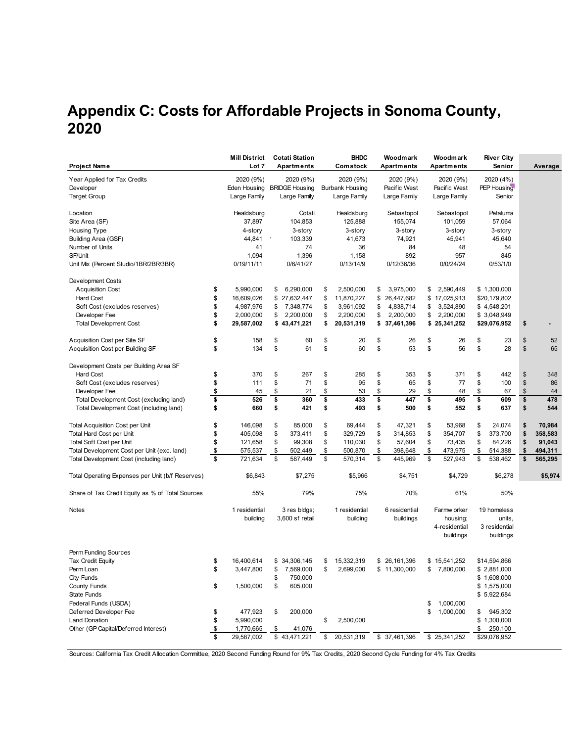# Appendix C: Costs for Affordable Projects in Sonoma County, 2020

| Project Name | Mill District Lot 7 | Cotati Station Apartments | BHDC Comstock | Woodmark Apartments | Woodmark Apartments | River City Senior | Average |
|---|---|---|---|---|---|---|---|
| Year Applied for Tax Credits | 2020 (9%) | 2020 (9%) | 2020 (9%) | 2020 (9%) | 2020 (9%) | 2020 (4%) | |
| Developer | Eden Housing | BRIDGE Housing | Burbank Housing | Pacific West | Pacific West | PEP Housing | |
| Target Group | Large Family | Large Family | Large Family | Large Family | Large Family | Senior | |
| Location | Healdsburg | Cotati | Healdsburg | Sebastopol | Sebastopol | Petaluma | |
| Site Area (SF) | 37,897 | 104,853 | 125,888 | 155,074 | 101,059 | 57,064 | |
| Housing Type | 4-story | 3-story | 3-story | 3-story | 3-story | 3-story | |
| Building Area (GSF) | 44,841 | 103,339 | 41,673 | 74,921 | 45,941 | 45,640 | |
| Number of Units | 41 | 74 | 36 | 84 | 48 | 54 | |
| SF/Unit | 1,094 | 1,396 | 1,158 | 892 | 957 | 845 | |
| Unit Mix (Percent Studio/1BR/2BR/3BR) | 0/19/11/11 | 0/6/41/27 | 0/13/14/9 | 0/12/36/36 | 0/0/24/24 | 0/53/1/0 | |
| **Development Costs** | | | | | | | |
| Acquisition Cost | $ 5,990,000 | $ 6,290,000 | $ 2,500,000 | $ 3,975,000 | $ 2,590,449 | $ 1,300,000 | |
| Hard Cost | $ 16,609,026 | $ 27,632,447 | $ 11,870,227 | $ 26,447,682 | $ 17,025,913 | $20,179,802 | |
| Soft Cost (excludes reserves) | $ 4,987,976 | $ 7,348,774 | $ 3,961,092 | $ 4,838,714 | $ 3,524,890 | $ 4,548,201 | |
| Developer Fee | $ 2,000,000 | $ 2,200,000 | $ 2,200,000 | $ 2,200,000 | $ 2,200,000 | $ 3,048,949 | |
| **Total Development Cost** | **$ 29,587,002** | **$ 43,471,221** | **$ 20,531,319** | **$ 37,461,396** | **$ 25,341,252** | **$29,076,952** | **$ -** |
| Acquisition Cost per Site SF | $ 158 | $ 60 | $ 20 | $ 26 | $ 26 | $ 23 | $ 52 |
| Acquisition Cost per Building SF | $ 134 | $ 61 | $ 60 | $ 53 | $ 56 | $ 28 | $ 65 |
| **Development Costs per Building Area SF** | | | | | | | |
| Hard Cost | $ 370 | $ 267 | $ 285 | $ 353 | $ 371 | $ 442 | $ 348 |
| Soft Cost (excludes reserves) | $ 111 | $ 71 | $ 95 | $ 65 | $ 77 | $ 100 | $ 86 |
| Developer Fee | $ 45 | $ 21 | $ 53 | $ 29 | $ 48 | $ 67 | $ 44 |
| Total Development Cost (excluding land) | **$ 526** | **$ 360** | **$ 433** | **$ 447** | **$ 495** | **$ 609** | **$ 478** |
| Total Development Cost (including land) | **$ 660** | **$ 421** | **$ 493** | **$ 500** | **$ 552** | **$ 637** | **$ 544** |
| Total Acquisition Cost per Unit | $ 146,098 | $ 85,000 | $ 69,444 | $ 47,321 | $ 53,968 | $ 24,074 | **$ 70,984** |
| Total Hard Cost per Unit | $ 405,098 | $ 373,411 | $ 329,729 | $ 314,853 | $ 354,707 | $ 373,700 | **$ 358,583** |
| Total Soft Cost per Unit | $ 121,658 | $ 99,308 | $ 110,030 | $ 57,604 | $ 73,435 | $ 84,226 | **$ 91,043** |
| Total Development Cost per Unit (exc. land) | $ 575,537 | $ 502,449 | $ 500,870 | $ 398,648 | $ 473,975 | $ 514,388 | **$ 494,311** |
| Total Development Cost (including land) | $ 721,634 | $ 587,449 | $ 570,314 | $ 445,969 | $ 527,943 | $ 538,462 | **$ 565,295** |
| Total Operating Expenses per Unit (b/f Reserves) | $6,843 | $7,275 | $5,966 | $4,751 | $4,729 | $6,278 | **$5,974** |
| Share of Tax Credit Equity as % of Total Sources | 55% | 79% | 75% | 70% | 61% | 50% | |
| Notes | 1 residential building | 3 res bldgs; 3,600 sf retail | 1 residential building | 6 residential buildings | Farmworker housing; 4-residential buildings | 19 homeless units, 3 residential buildings | |
| **Perm Funding Sources** | | | | | | | |
| Tax Credit Equity | $ 16,400,614 | $ 34,306,145 | $ 15,332,319 | $ 26,161,396 | $ 15,541,252 | $14,594,866 | |
| Perm Loan | $ 3,447,800 | $ 7,569,000 | $ 2,699,000 | $ 11,300,000 | $ 7,800,000 | $ 2,881,000 | |
| City Funds | | $ 750,000 | | | | $ 1,608,000 | |
| County Funds | $ 1,500,000 | $ 605,000 | | | | $ 1,575,000 | |
| State Funds | | | | | | $ 5,922,684 | |
| Federal Funds (USDA) | | | | | $ 1,000,000 | | |
| Deferred Developer Fee | $ 477,923 | $ 200,000 | | | $ 1,000,000 | $ 945,302 | |
| Land Donation | $ 5,990,000 | | $ 2,500,000 | | | $ 1,300,000 | |
| Other (GP Capital/Deferred Interest) | $ 1,770,665 | $ 41,076 | | | | $ 250,100 | |
| | $ 29,587,002 | $ 43,471,221 | $ 20,531,319 | $ 37,461,396 | $ 25,341,252 | $29,076,952 | |

Sources: California Tax Credit Allocation Committee, 2020 Second Funding Round for 9% Tax Credits, 2020 Second Cycle Funding for 4% Tax Credits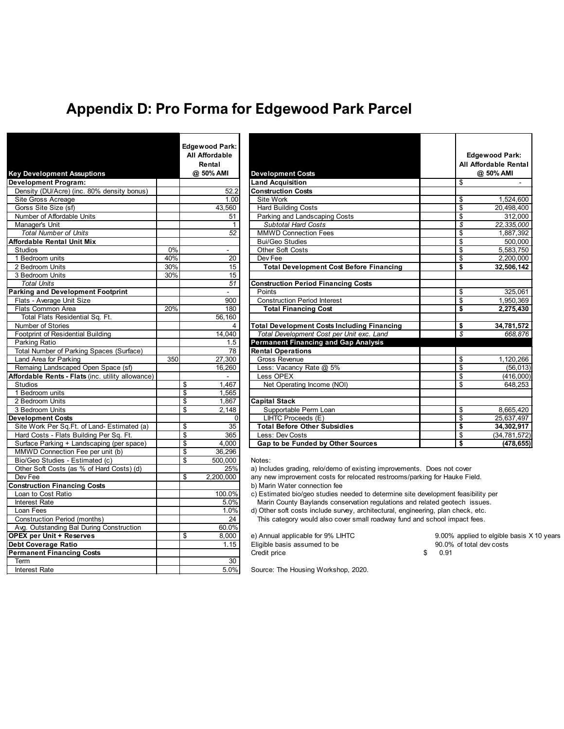# Appendix D: Pro Forma for Edgewood Park Parcel

| Key Development Assuptions | | Edgewood Park: All Affordable Rental @ 50% AMI |
|---|---|---|
| **Development Program:** | | |
| Density (DU/Acre) (inc. 80% density bonus) | | 52.2 |
| Site Gross Acreage | | 1.00 |
| Gorss Site Size (sf) | | 43,560 |
| Number of Affordable Units | | 51 |
| Manager's Unit | | 1 |
| *Total Number of Units* | | *52* |
| **Affordable Rental Unit Mix** | | |
| Studios | 0% | - |
| 1 Bedroom units | 40% | 20 |
| 2 Bedroom Units | 30% | 15 |
| 3 Bedroom Units | 30% | 15 |
| *Total Units* | | *51* |
| **Parking and Development Footprint** | | - |
| Flats - Average Unit Size | | 900 |
| Flats Common Area | 20% | 180 |
| Total Flats Residential Sq. Ft. | | 56,160 |
| Number of Stories | | 4 |
| Footprint of Residential Building | | 14,040 |
| Parking Ratio | | 1.5 |
| Total Number of Parking Spaces (Surface) | | 78 |
| Land Area for Parking | 350 | 27,300 |
| Remaing Landscaped Open Space (sf) | | 16,260 |
| **Affordable Rents - Flats** (inc. utility allowance) | | - |
| Studios | | $ 1,467 |
| 1 Bedroom units | | $ 1,565 |
| 2 Bedroom Units | | $ 1,867 |
| 3 Bedroom Units | | $ 2,148 |
| **Development Costs** | | 0 |
| Site Work Per Sq.Ft. of Land- Estimated (a) | | $ 35 |
| Hard Costs - Flats Building Per Sq. Ft. | | $ 365 |
| Surface Parking + Landscaping (per space) | | $ 4,000 |
| MMWD Connection Fee per unit (b) | | $ 36,296 |
| Bio/Geo Studies - Estimated (c) | | $ 500,000 |
| Other Soft Costs (as % of Hard Costs) (d) | | 25% |
| Dev Fee | | $ 2,200,000 |
| **Construction Financing Costs** | | |
| Loan to Cost Ratio | | 100.0% |
| Interest Rate | | 5.0% |
| Loan Fees | | 1.0% |
| Construction Period (months) | | 24 |
| Avg. Outstanding Bal During Construction | | 60.0% |
| **OPEX per Unit + Reserves** | | $ 8,000 |
| **Debt Coverage Ratio** | | 1.15 |
| **Permanent Financing Costs** | | |
| Term | | 30 |
| Interest Rate | | 5.0% |

| Development Costs | | Edgewood Park: All Affordable Rental @ 50% AMI |
|---|---|---|
| **Land Acquisition** | | $ - |
| **Construction Costs** | | |
| Site Work | | $ 1,524,600 |
| Hard Building Costs | | $ 20,498,400 |
| Parking and Landscaping Costs | | $ 312,000 |
| *Subtotal Hard Costs* | | *$ 22,335,000* |
| MMWD Connection Fees | | $ 1,887,392 |
| Bui/Geo Studies | | $ 500,000 |
| Other Soft Costs | | $ 5,583,750 |
| Dev Fee | | $ 2,200,000 |
| **Total Development Cost Before Financing** | | **$ 32,506,142** |
| **Construction Period Financing Costs** | | |
| Points | | $ 325,061 |
| Construction Period Interest | | $ 1,950,369 |
| **Total Financing Cost** | | **$ 2,275,430** |
| **Total Development Costs Including Financing** | | **$ 34,781,572** |
| *Total Development Cost per Unit exc. Land* | | *$ 668,876* |
| **Permanent Financing and Gap Analysis** | | |
| **Rental Operations** | | |
| Gross Revenue | | $ 1,120,266 |
| Less: Vacancy Rate @ 5% | | $ (56,013) |
| Less OPEX | | $ (416,000) |
| Net Operating Income (NOI) | | $ 648,253 |
| **Capital Stack** | | |
| Supportable Perm Loan | | $ 8,665,420 |
| LIHTC Proceeds (E) | | $ 25,637,497 |
| **Total Before Other Subsidies** | | **$ 34,302,917** |
| Less: Dev Costs | | $ (34,781,572) |
| **Gap to be Funded by Other Sources** | | **$ (478,655)** |

Notes:

a) Includes grading, relo/demo of existing improvements. Does not cover any new improvement costs for relocated restrooms/parking for Hauke Field.

b) Marin Water connection fee

c) Estimated bio/geo studies needed to determine site development feasibility per Marin County Baylands conservation regulations and related geotech issues.

d) Other soft costs include survey, architectural, engineering, plan check, etc. This category would also cover small roadway fund and school impact fees.

e) Annual applicable for 9% LIHTC — 9.00% applied to elgible basis X 10 years

Eligible basis assumed to be — 90.0% of total dev costs

Credit price — $ 0.91

Source: The Housing Workshop, 2020.